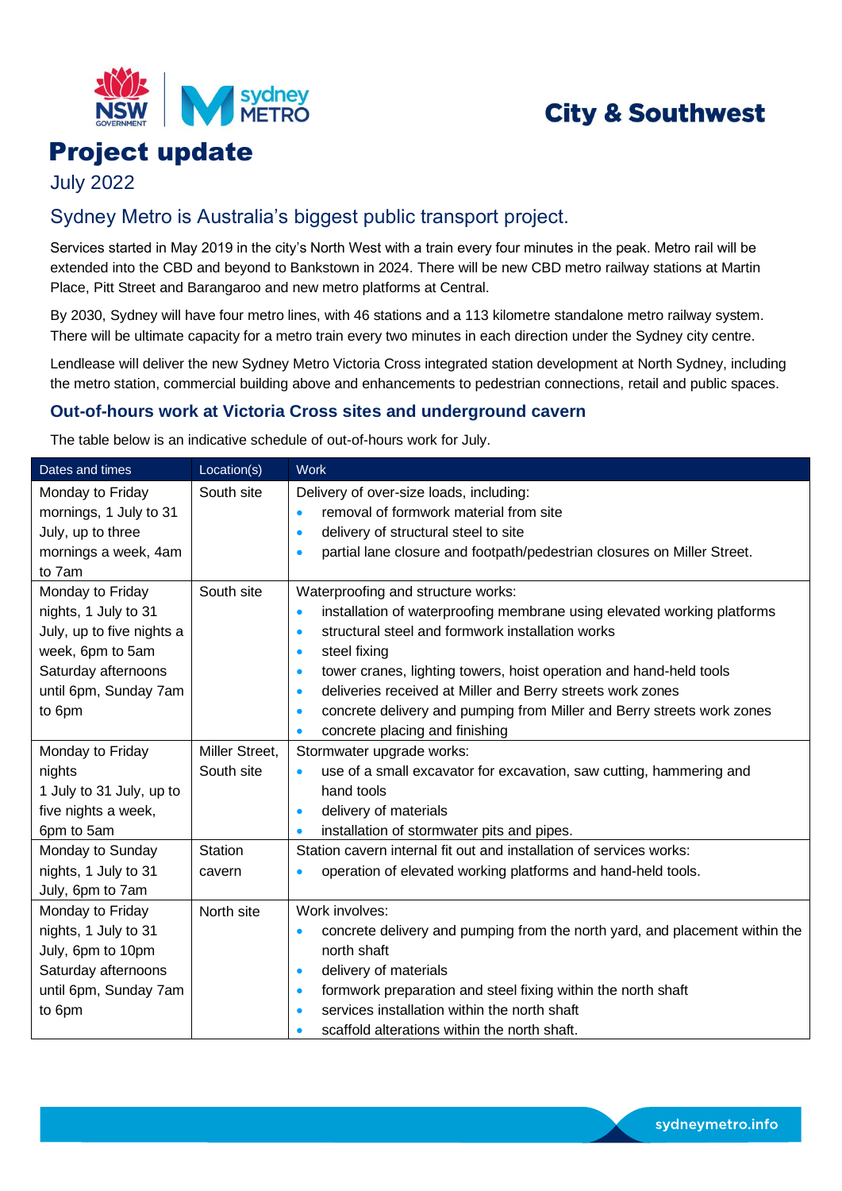City & Southwest

# Project update

July 2022

## Sydney Metro is Australia's biggest public transport project.

Services started in May 2019 in the city's North West with a train every four minutes in the peak. Metro rail will be extended into the CBD and beyond to Bankstown in 2024. There will be new CBD metro railway stations at Martin Place, Pitt Street and Barangaroo and new metro platforms at Central.

By 2030, Sydney will have four metro lines, with 46 stations and a 113 kilometre standalone metro railway system. There will be ultimate capacity for a metro train every two minutes in each direction under the Sydney city centre.

Lendlease will deliver the new Sydney Metro Victoria Cross integrated station development at North Sydney, including the metro station, commercial building above and enhancements to pedestrian connections, retail and public spaces.

### Out-of-hours work at Victoria Cross sites and underground cavern

The table below is an indicative schedule of out-of-hours work for July.

| Dates and times | Location(s) | Work |
| --- | --- | --- |
| Monday to Friday mornings, 1 July to 31 July, up to three mornings a week, 4am to 7am | South site | Delivery of over-size loads, including:<br>• removal of formwork material from site<br>• delivery of structural steel to site<br>• partial lane closure and footpath/pedestrian closures on Miller Street. |
| Monday to Friday nights, 1 July to 31 July, up to five nights a week, 6pm to 5am Saturday afternoons until 6pm, Sunday 7am to 6pm | South site | Waterproofing and structure works:<br>• installation of waterproofing membrane using elevated working platforms<br>• structural steel and formwork installation works<br>• steel fixing<br>• tower cranes, lighting towers, hoist operation and hand-held tools<br>• deliveries received at Miller and Berry streets work zones<br>• concrete delivery and pumping from Miller and Berry streets work zones<br>• concrete placing and finishing |
| Monday to Friday nights 1 July to 31 July, up to five nights a week, 6pm to 5am | Miller Street, South site | Stormwater upgrade works:<br>• use of a small excavator for excavation, saw cutting, hammering and hand tools<br>• delivery of materials<br>• installation of stormwater pits and pipes. |
| Monday to Sunday nights, 1 July to 31 July, 6pm to 7am | Station cavern | Station cavern internal fit out and installation of services works:<br>• operation of elevated working platforms and hand-held tools. |
| Monday to Friday nights, 1 July to 31 July, 6pm to 10pm Saturday afternoons until 6pm, Sunday 7am to 6pm | North site | Work involves:<br>• concrete delivery and pumping from the north yard, and placement within the north shaft<br>• delivery of materials<br>• formwork preparation and steel fixing within the north shaft<br>• services installation within the north shaft<br>• scaffold alterations within the north shaft. |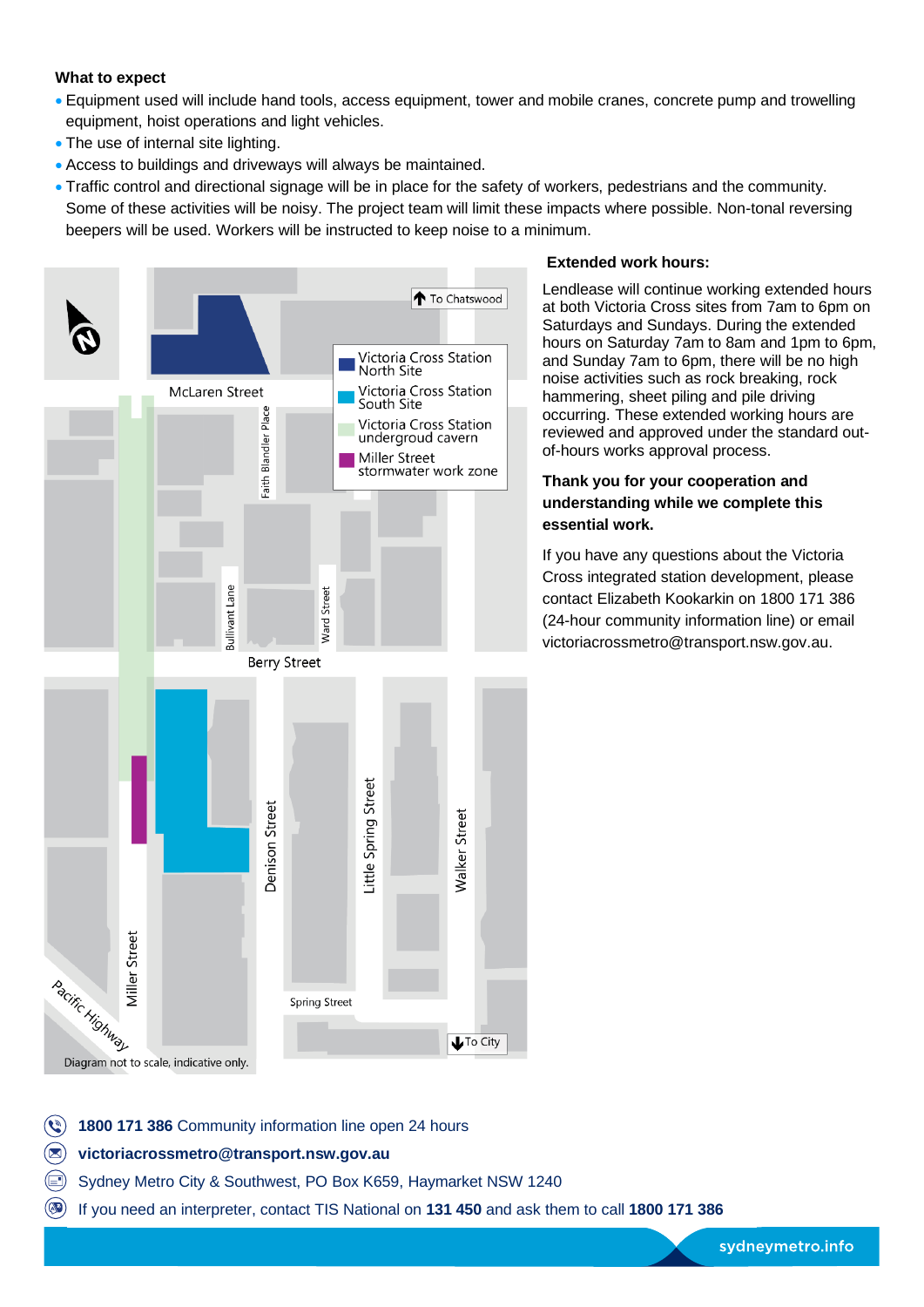**What to expect**

- Equipment used will include hand tools, access equipment, tower and mobile cranes, concrete pump and trowelling equipment, hoist operations and light vehicles.
- The use of internal site lighting.
- Access to buildings and driveways will always be maintained.
- Traffic control and directional signage will be in place for the safety of workers, pedestrians and the community. Some of these activities will be noisy. The project team will limit these impacts where possible. Non-tonal reversing beepers will be used. Workers will be instructed to keep noise to a minimum.

To Chatswood
Victoria Cross Station North Site
Victoria Cross Station South Site
Victoria Cross Station undergroud cavern
Miller Street stormwater work zone
McLaren Street
Faith Blandler Place
Bullivant Lane
Ward Street
Berry Street
Denison Street
Little Spring Street
Walker Street
Miller Street
Pacific Highway
Spring Street
To City
Diagram not to scale, indicative only.

**Extended work hours:**

Lendlease will continue working extended hours at both Victoria Cross sites from 7am to 6pm on Saturdays and Sundays. During the extended hours on Saturday 7am to 8am and 1pm to 6pm, and Sunday 7am to 6pm, there will be no high noise activities such as rock breaking, rock hammering, sheet piling and pile driving occurring. These extended working hours are reviewed and approved under the standard out-of-hours works approval process.

**Thank you for your cooperation and understanding while we complete this essential work.**

If you have any questions about the Victoria Cross integrated station development, please contact Elizabeth Kookarkin on 1800 171 386 (24-hour community information line) or email victoriacrossmetro@transport.nsw.gov.au.

**1800 171 386** Community information line open 24 hours

**victoriacrossmetro@transport.nsw.gov.au**

Sydney Metro City & Southwest, PO Box K659, Haymarket NSW 1240

If you need an interpreter, contact TIS National on **131 450** and ask them to call **1800 171 386**

sydneymetro.info